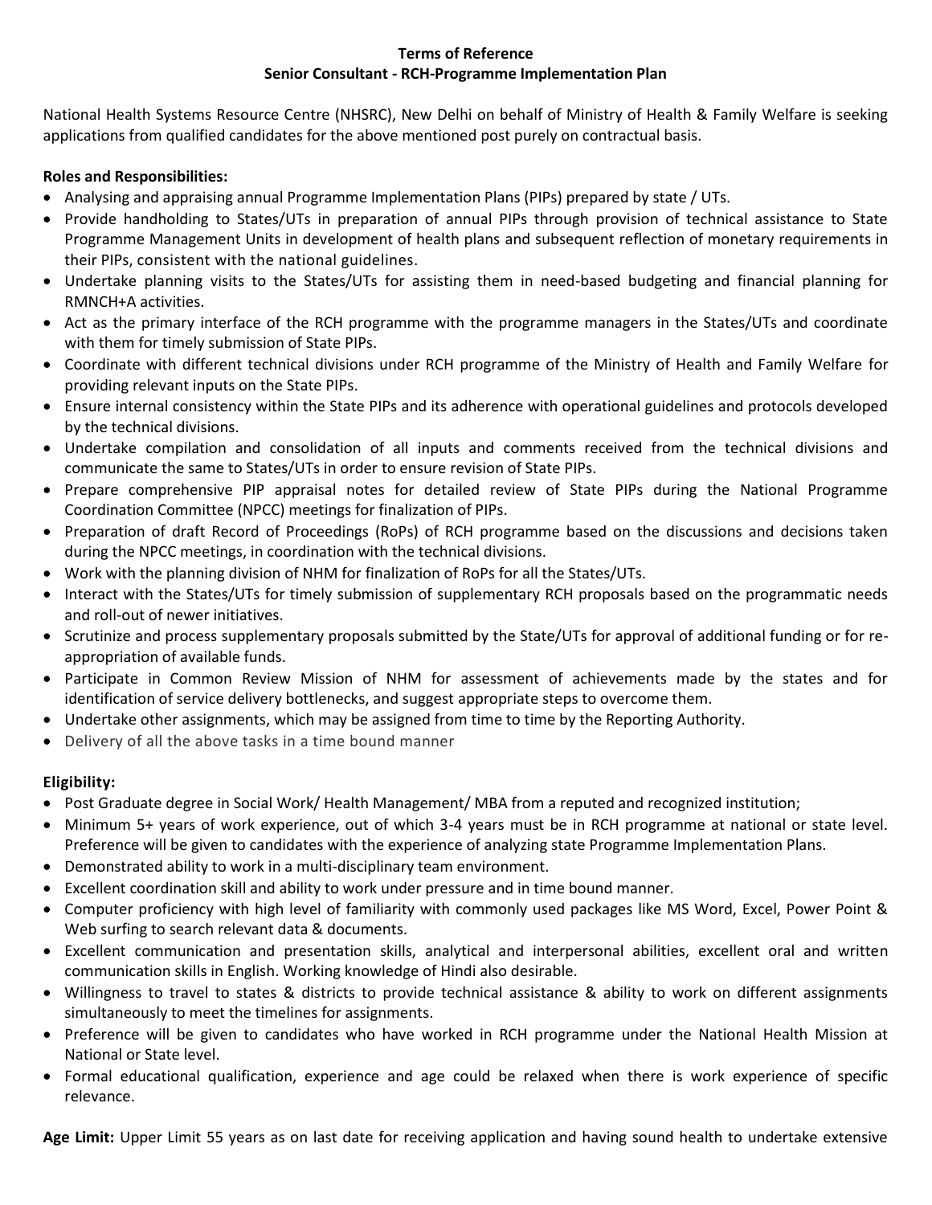**Terms of Reference**
**Senior Consultant - RCH-Programme Implementation Plan**

National Health Systems Resource Centre (NHSRC), New Delhi on behalf of Ministry of Health & Family Welfare is seeking applications from qualified candidates for the above mentioned post purely on contractual basis.

**Roles and Responsibilities:**

- Analysing and appraising annual Programme Implementation Plans (PIPs) prepared by state / UTs.
- Provide handholding to States/UTs in preparation of annual PIPs through provision of technical assistance to State Programme Management Units in development of health plans and subsequent reflection of monetary requirements in their PIPs, consistent with the national guidelines.
- Undertake planning visits to the States/UTs for assisting them in need-based budgeting and financial planning for RMNCH+A activities.
- Act as the primary interface of the RCH programme with the programme managers in the States/UTs and coordinate with them for timely submission of State PIPs.
- Coordinate with different technical divisions under RCH programme of the Ministry of Health and Family Welfare for providing relevant inputs on the State PIPs.
- Ensure internal consistency within the State PIPs and its adherence with operational guidelines and protocols developed by the technical divisions.
- Undertake compilation and consolidation of all inputs and comments received from the technical divisions and communicate the same to States/UTs in order to ensure revision of State PIPs.
- Prepare comprehensive PIP appraisal notes for detailed review of State PIPs during the National Programme Coordination Committee (NPCC) meetings for finalization of PIPs.
- Preparation of draft Record of Proceedings (RoPs) of RCH programme based on the discussions and decisions taken during the NPCC meetings, in coordination with the technical divisions.
- Work with the planning division of NHM for finalization of RoPs for all the States/UTs.
- Interact with the States/UTs for timely submission of supplementary RCH proposals based on the programmatic needs and roll-out of newer initiatives.
- Scrutinize and process supplementary proposals submitted by the State/UTs for approval of additional funding or for re-appropriation of available funds.
- Participate in Common Review Mission of NHM for assessment of achievements made by the states and for identification of service delivery bottlenecks, and suggest appropriate steps to overcome them.
- Undertake other assignments, which may be assigned from time to time by the Reporting Authority.
- Delivery of all the above tasks in a time bound manner

**Eligibility:**

- Post Graduate degree in Social Work/ Health Management/ MBA from a reputed and recognized institution;
- Minimum 5+ years of work experience, out of which 3-4 years must be in RCH programme at national or state level. Preference will be given to candidates with the experience of analyzing state Programme Implementation Plans.
- Demonstrated ability to work in a multi-disciplinary team environment.
- Excellent coordination skill and ability to work under pressure and in time bound manner.
- Computer proficiency with high level of familiarity with commonly used packages like MS Word, Excel, Power Point & Web surfing to search relevant data & documents.
- Excellent communication and presentation skills, analytical and interpersonal abilities, excellent oral and written communication skills in English. Working knowledge of Hindi also desirable.
- Willingness to travel to states & districts to provide technical assistance & ability to work on different assignments simultaneously to meet the timelines for assignments.
- Preference will be given to candidates who have worked in RCH programme under the National Health Mission at National or State level.
- Formal educational qualification, experience and age could be relaxed when there is work experience of specific relevance.

**Age Limit:** Upper Limit 55 years as on last date for receiving application and having sound health to undertake extensive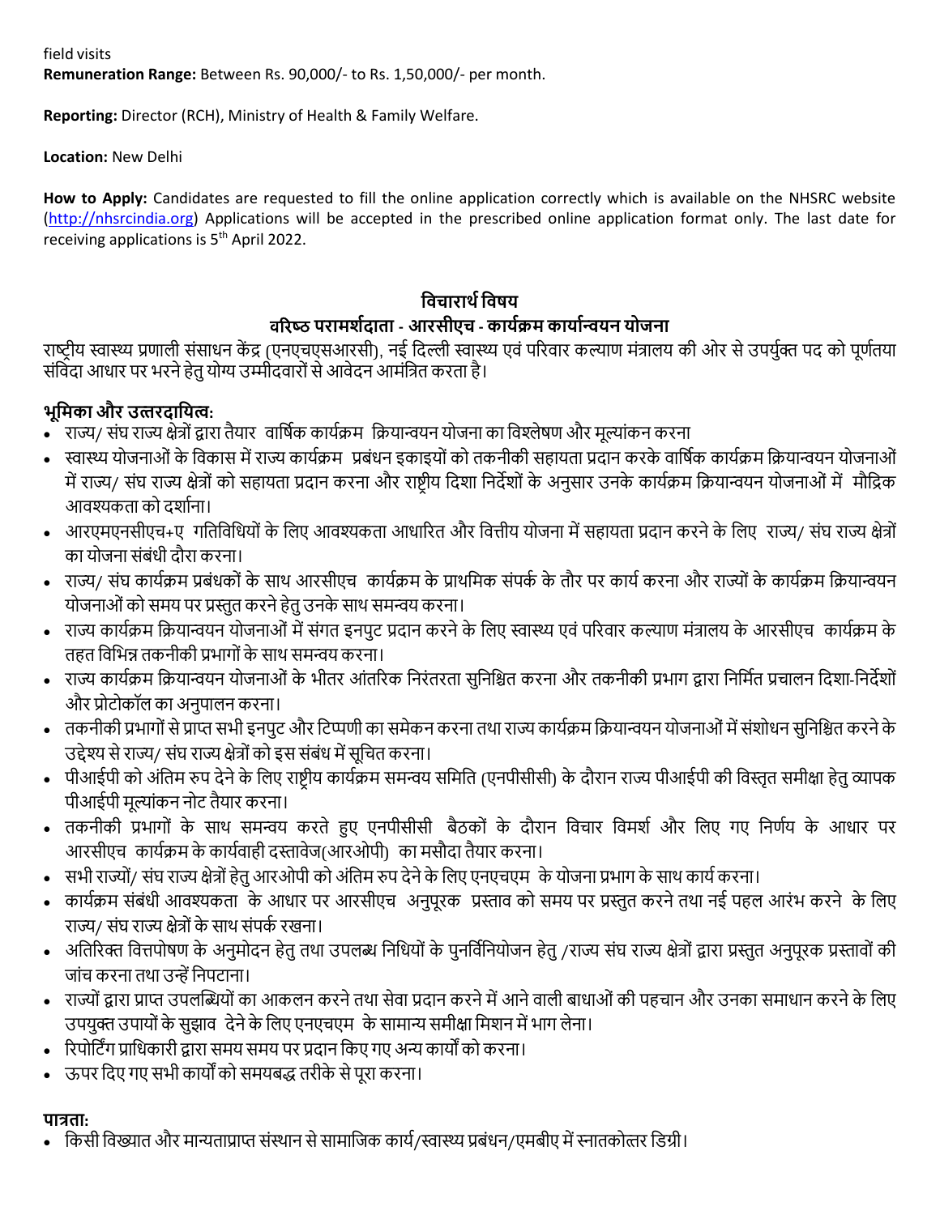field visits

**Remuneration Range:** Between Rs. 90,000/- to Rs. 1,50,000/- per month.

**Reporting:** Director (RCH), Ministry of Health & Family Welfare.

**Location:** New Delhi

**How to Apply:** Candidates are requested to fill the online application correctly which is available on the NHSRC website (http://nhsrcindia.org) Applications will be accepted in the prescribed online application format only. The last date for receiving applications is 5th April 2022.

## विचारार्थ विषय

## वरिष्ठ परामर्शदाता - आरसीएच - कार्यक्रम कार्यान्वयन योजना

राष्ट्रीय स्वास्थ्य प्रणाली संसाधन केंद्र (एनएचएसआरसी), नई दिल्ली स्वास्थ्य एवं परिवार कल्याण मंत्रालय की ओर से उपर्युक्त पद को पूर्णतया संविदा आधार पर भरने हेतु योग्य उम्मीदवारों से आवेदन आमंत्रित करता है।

**भूमिका और उत्तरदायित्व:**

- राज्य/ संघ राज्य क्षेत्रों द्वारा तैयार वार्षिक कार्यक्रम क्रियान्वयन योजना का विश्लेषण और मूल्यांकन करना
- स्वास्थ्य योजनाओं के विकास में राज्य कार्यक्रम प्रबंधन इकाइयों को तकनीकी सहायता प्रदान करके वार्षिक कार्यक्रम क्रियान्वयन योजनाओं में राज्य/ संघ राज्य क्षेत्रों को सहायता प्रदान करना और राष्ट्रीय दिशा निर्देशों के अनुसार उनके कार्यक्रम क्रियान्वयन योजनाओं में मौद्रिक आवश्यकता को दर्शाना।
- आरएमएनसीएच+ए गतिविधियों के लिए आवश्यकता आधारित और वित्तीय योजना में सहायता प्रदान करने के लिए राज्य/ संघ राज्य क्षेत्रों का योजना संबंधी दौरा करना।
- राज्य/ संघ कार्यक्रम प्रबंधकों के साथ आरसीएच कार्यक्रम के प्राथमिक संपर्क के तौर पर कार्य करना और राज्यों के कार्यक्रम क्रियान्वयन योजनाओं को समय पर प्रस्तुत करने हेतु उनके साथ समन्वय करना।
- राज्य कार्यक्रम क्रियान्वयन योजनाओं में संगत इनपुट प्रदान करने के लिए स्वास्थ्य एवं परिवार कल्याण मंत्रालय के आरसीएच कार्यक्रम के तहत विभिन्न तकनीकी प्रभागों के साथ समन्वय करना।
- राज्य कार्यक्रम क्रियान्वयन योजनाओं के भीतर आंतरिक निरंतरता सुनिश्चित करना और तकनीकी प्रभाग द्वारा निर्मित प्रचालन दिशा-निर्देशों और प्रोटोकॉल का अनुपालन करना।
- तकनीकी प्रभागों से प्राप्त सभी इनपुट और टिप्पणी का समेकन करना तथा राज्य कार्यक्रम क्रियान्वयन योजनाओं में संशोधन सुनिश्चित करने के उद्देश्य से राज्य/ संघ राज्य क्षेत्रों को इस संबंध में सूचित करना।
- पीआईपी को अंतिम रुप देने के लिए राष्ट्रीय कार्यक्रम समन्वय समिति (एनपीसीसी) के दौरान राज्य पीआईपी की विस्तृत समीक्षा हेतु व्यापक पीआईपी मूल्यांकन नोट तैयार करना।
- तकनीकी प्रभागों के साथ समन्वय करते हुए एनपीसीसी बैठकों के दौरान विचार विमर्श और लिए गए निर्णय के आधार पर आरसीएच कार्यक्रम के कार्यवाही दस्तावेज(आरओपी) का मसौदा तैयार करना।
- सभी राज्यों/ संघ राज्य क्षेत्रों हेतु आरओपी को अंतिम रुप देने के लिए एनएचएम के योजना प्रभाग के साथ कार्य करना।
- कार्यक्रम संबंधी आवश्यकता के आधार पर आरसीएच अनुपूरक प्रस्ताव को समय पर प्रस्तुत करने तथा नई पहल आरंभ करने के लिए राज्य/ संघ राज्य क्षेत्रों के साथ संपर्क रखना।
- अतिरिक्त वित्तपोषण के अनुमोदन हेतु तथा उपलब्ध निधियों के पुनर्विनियोजन हेतु /राज्य संघ राज्य क्षेत्रों द्वारा प्रस्तुत अनुपूरक प्रस्तावों की जांच करना तथा उन्हें निपटाना।
- राज्यों द्वारा प्राप्त उपलब्धियों का आकलन करने तथा सेवा प्रदान करने में आने वाली बाधाओं की पहचान और उनका समाधान करने के लिए उपयुक्त उपायों के सुझाव देने के लिए एनएचएम के सामान्य समीक्षा मिशन में भाग लेना।
- रिपोर्टिंग प्राधिकारी द्वारा समय समय पर प्रदान किए गए अन्य कार्यों को करना।
- ऊपर दिए गए सभी कार्यों को समयबद्ध तरीके से पूरा करना।

**पात्रता:**

- किसी विख्यात और मान्यताप्राप्त संस्थान से सामाजिक कार्य/स्वास्थ्य प्रबंधन/एमबीए में स्नातकोत्तर डिग्री।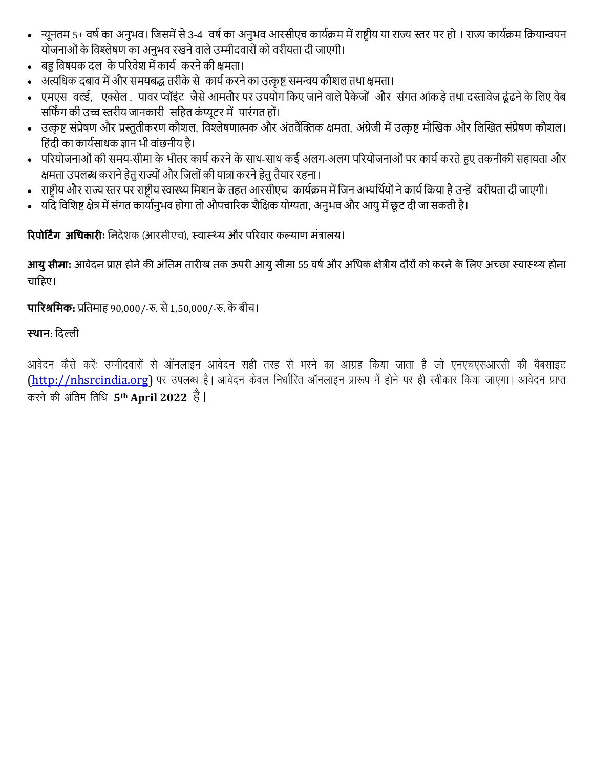- न्यूनतम 5+ वर्ष का अनुभव। जिसमें से 3-4 वर्ष का अनुभव आरसीएच कार्यक्रम में राष्ट्रीय या राज्य स्तर पर हो । राज्य कार्यक्रम क्रियान्वयन योजनाओं के विश्लेषण का अनुभव रखने वाले उम्मीदवारों को वरीयता दी जाएगी।
- बहु विषयक दल के परिवेश में कार्य करने की क्षमता।
- अत्यधिक दबाव में और समयबद्ध तरीके से कार्य करने का उत्कृष्ट समन्वय कौशल तथा क्षमता।
- एमएस वर्ल्ड, एक्सेल , पावर प्वॉइंट जैसे आमतौर पर उपयोग किए जाने वाले पैकेजों और संगत आंकड़े तथा दस्तावेज ढूंढने के लिए वेब सर्फिंग की उच्च स्तरीय जानकारी सहित कंप्यूटर में पारंगत हों।
- उत्कृष्ट संप्रेषण और प्रस्तुतीकरण कौशल, विश्लेषणात्मक और अंतर्वैक्तिक क्षमता, अंग्रेजी में उत्कृष्ट मौखिक और लिखित संप्रेषण कौशल। हिंदी का कार्यसाधक ज्ञान भी वांछनीय है।
- परियोजनाओं की समय-सीमा के भीतर कार्य करने के साथ-साथ कई अलग-अलग परियोजनाओं पर कार्य करते हुए तकनीकी सहायता और क्षमता उपलब्ध कराने हेतु राज्यों और जिलों की यात्रा करने हेतु तैयार रहना।
- राष्ट्रीय और राज्य स्तर पर राष्ट्रीय स्वास्थ्य मिशन के तहत आरसीएच कार्यक्रम में जिन अभ्यर्थियों ने कार्य किया है उन्हें वरीयता दी जाएगी।
- यदि विशिष्ट क्षेत्र में संगत कार्यानुभव होगा तो औपचारिक शैक्षिक योग्यता, अनुभव और आयु में छूट दी जा सकती है।

**रिपोर्टिंग अधिकारीः** निदेशक (आरसीएच), स्वास्थ्य और परिवार कल्याण मंत्रालय।

**आयु सीमाः** आवेदन प्राप्त होने की अंतिम तारीख तक ऊपरी आयु सीमा 55 वर्ष और अधिक क्षेत्रीय दौरों को करने के लिए अच्छा स्वास्थ्य होना चाहिए।

**पारिश्रमिकः** प्रतिमाह 90,000/-रु. से 1,50,000/-रु. के बीच।

**स्थानः** दिल्ली

आवेदन कैसे करेंः उम्मीदवारों से ऑनलाइन आवेदन सही तरह से भरने का आग्रह किया जाता है जो एनएचएसआरसी की वैबसाइट (http://nhsrcindia.org) पर उपलब्ध है। आवेदन केवल निर्धारित ऑनलाइन प्रारूप में होने पर ही स्वीकार किया जाएगा। आवेदन प्राप्त करने की अंतिम तिथि **5th April 2022** है |